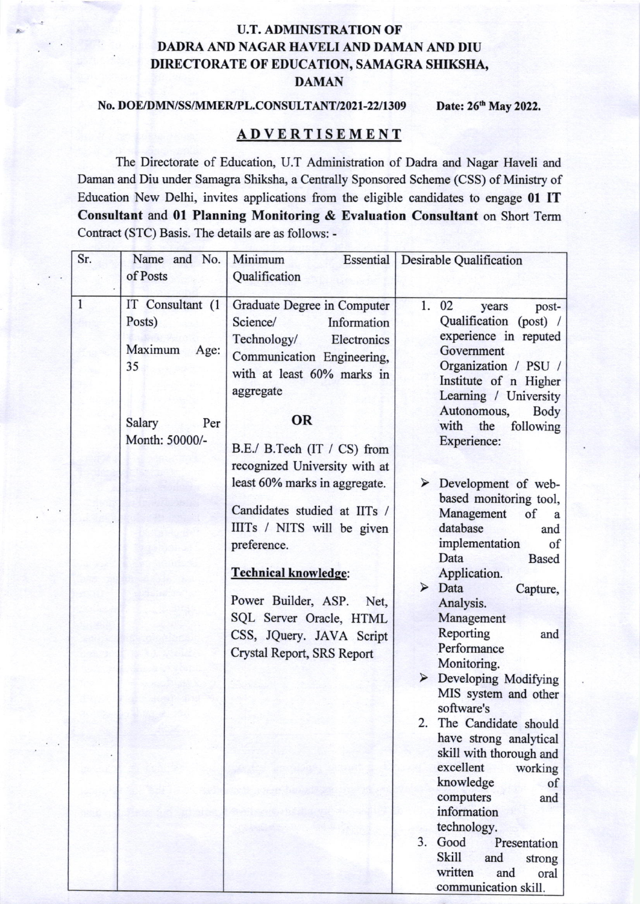# U.T. ADMINISTRATION OF DADRA AND NAGAR HAVELI AND DAMAN AND DIU DIRECTORATE OF EDUCATION, SAMAGRA SHIKSHA, DAMAN

**No. DOE/DMN/SS/MMER/PL.CONSULTANT/2021-22/1309** **Date: 26th May 2022.**

## ADVERTISEMENT

The Directorate of Education, U.T Administration of Dadra and Nagar Haveli and Daman and Diu under Samagra Shiksha, a Centrally Sponsored Scheme (CSS) of Ministry of Education New Delhi, invites applications from the eligible candidates to engage **01 IT Consultant** and **01 Planning Monitoring & Evaluation Consultant** on Short Term Contract (STC) Basis. The details are as follows: -

| Sr. | Name and No. of Posts | Minimum Essential Qualification | Desirable Qualification |
|---|---|---|---|
| 1 | IT Consultant (1 Posts)<br><br>Maximum Age: 35<br><br>Salary Per Month: 50000/- | Graduate Degree in Computer Science/ Information Technology/ Electronics Communication Engineering, with at least 60% marks in aggregate<br><br>**OR**<br><br>B.E./ B.Tech (IT / CS) from recognized University with at least 60% marks in aggregate.<br><br>Candidates studied at IITs / IIITs / NITS will be given preference.<br><br>**Technical knowledge:**<br><br>Power Builder, ASP. Net, SQL Server Oracle, HTML CSS, JQuery. JAVA Script Crystal Report, SRS Report | 1. 02 years post-Qualification (post) / experience in reputed Government Organization / PSU / Institute of n Higher Learning / University Autonomous, Body with the following Experience:<br><br>➢ Development of web-based monitoring tool, Management of a database and implementation of Data Based Application.<br>➢ Data Capture, Analysis. Management Reporting and Performance Monitoring.<br>➢ Developing Modifying MIS system and other software's<br><br>2. The Candidate should have strong analytical skill with thorough and excellent working knowledge of computers and information technology.<br><br>3. Good Presentation Skill and strong written and oral communication skill. |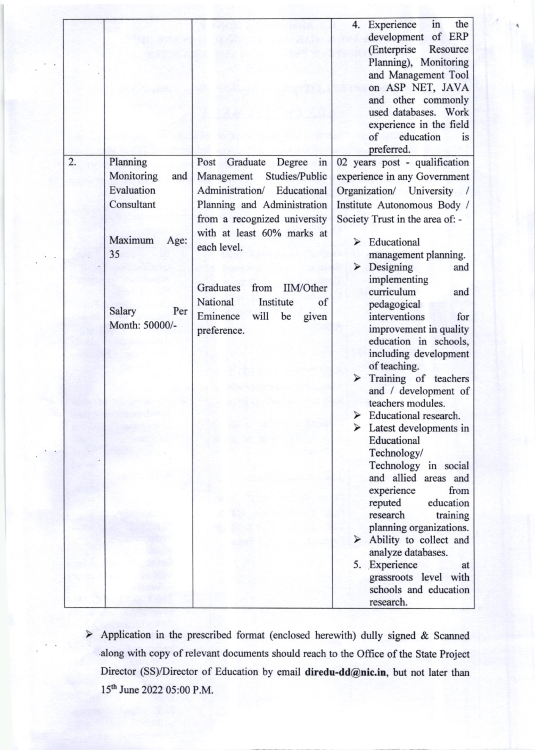| | | | |
|---|---|---|---|
| | | | 4. Experience in the development of ERP (Enterprise Resource Planning), Monitoring and Management Tool on ASP NET, JAVA and other commonly used databases. Work experience in the field of education is preferred. |
| 2. | Planning Monitoring and Evaluation Consultant<br><br>Maximum Age: 35<br><br>Salary Per Month: 50000/- | Post Graduate Degree in Management Studies/Public Administration/ Educational Planning and Administration from a recognized university with at least 60% marks at each level.<br><br>Graduates from IIM/Other National Institute of Eminence will be given preference. | 02 years post - qualification experience in any Government Organization/ University / Institute Autonomous Body / Society Trust in the area of: -<br>➢ Educational management planning.<br>➢ Designing and implementing curriculum and pedagogical interventions for improvement in quality education in schools, including development of teaching.<br>➢ Training of teachers and / development of teachers modules.<br>➢ Educational research.<br>➢ Latest developments in Educational Technology/ Technology in social and allied areas and experience from reputed education research training planning organizations.<br>➢ Ability to collect and analyze databases.<br>5. Experience at grassroots level with schools and education research. |

➢ Application in the prescribed format (enclosed herewith) dully signed & Scanned along with copy of relevant documents should reach to the Office of the State Project Director (SS)/Director of Education by email **diredu-dd@nic.in**, but not later than 15th June 2022 05:00 P.M.